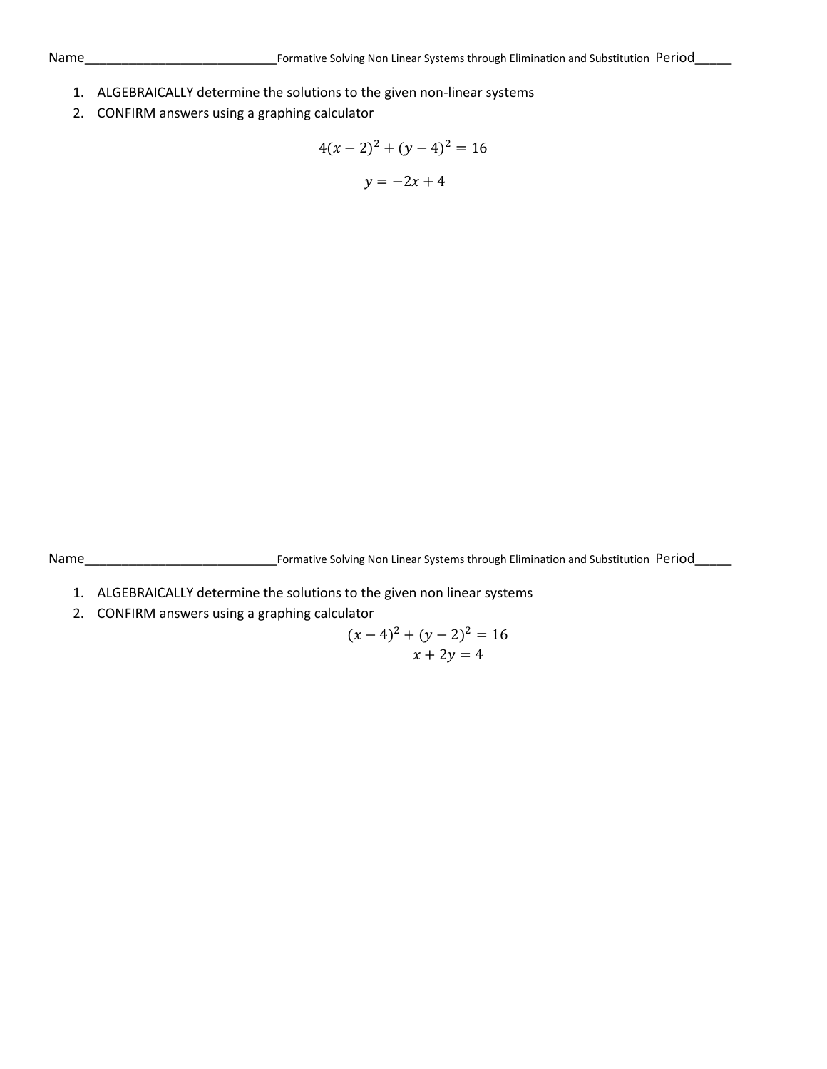Name\_\_\_\_\_\_\_\_\_\_\_\_\_\_\_\_\_\_\_\_\_\_\_\_\_\_\_\_Formative Solving Non Linear Systems through Elimination and Substitution Period\_\_\_\_\_

1. ALGEBRAICALLY determine the solutions to the given non-linear systems
2. CONFIRM answers using a graphing calculator

$$4(x-2)^2 + (y-4)^2 = 16$$

$$y = -2x + 4$$

Name\_\_\_\_\_\_\_\_\_\_\_\_\_\_\_\_\_\_\_\_\_\_\_\_\_\_\_\_Formative Solving Non Linear Systems through Elimination and Substitution Period\_\_\_\_\_

1. ALGEBRAICALLY determine the solutions to the given non linear systems
2. CONFIRM answers using a graphing calculator

$$(x-4)^2 + (y-2)^2 = 16$$

$$x + 2y = 4$$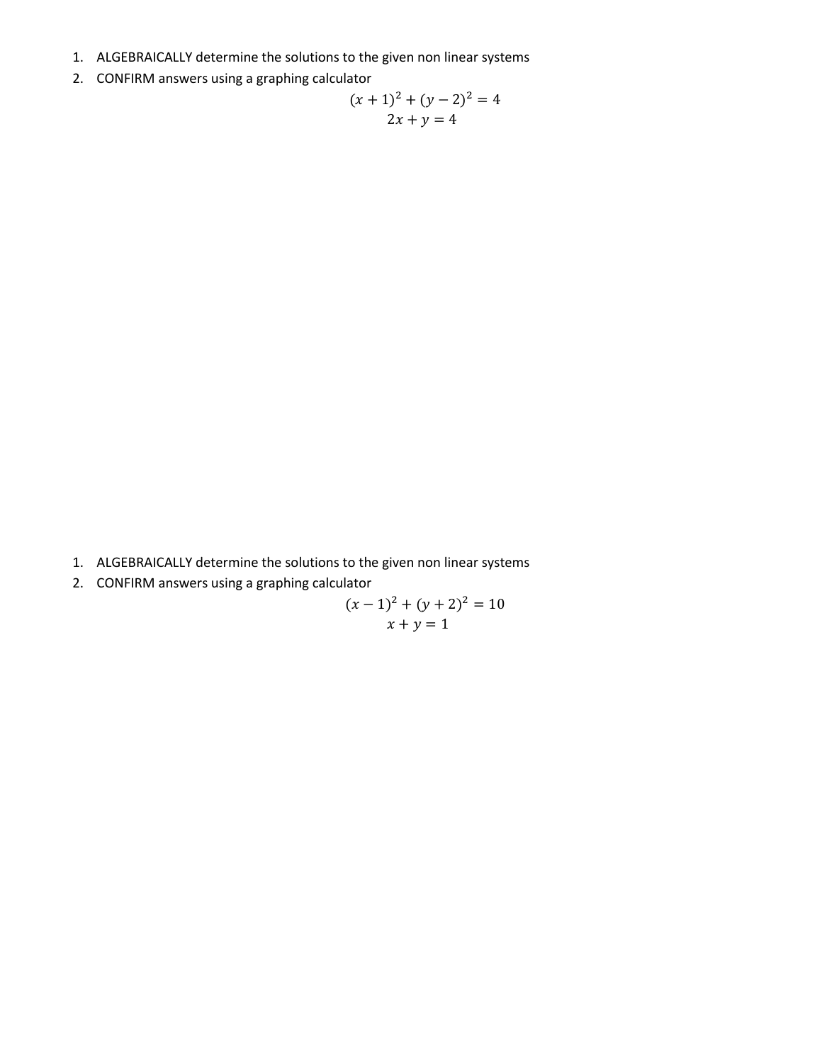1. ALGEBRAICALLY determine the solutions to the given non linear systems
2. CONFIRM answers using a graphing calculator

$$(x+1)^2 + (y-2)^2 = 4$$
$$2x + y = 4$$

1. ALGEBRAICALLY determine the solutions to the given non linear systems
2. CONFIRM answers using a graphing calculator

$$(x-1)^2 + (y+2)^2 = 10$$
$$x + y = 1$$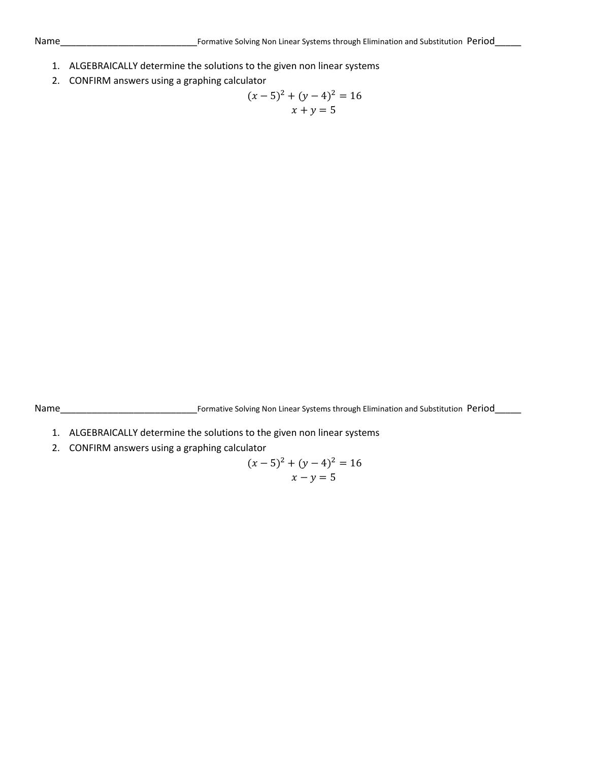Name____________________________Formative Solving Non Linear Systems through Elimination and Substitution Period_____

1. ALGEBRAICALLY determine the solutions to the given non linear systems
2. CONFIRM answers using a graphing calculator

$$(x-5)^2 + (y-4)^2 = 16$$
$$x + y = 5$$

Name____________________________Formative Solving Non Linear Systems through Elimination and Substitution Period_____

1. ALGEBRAICALLY determine the solutions to the given non linear systems
2. CONFIRM answers using a graphing calculator

$$(x-5)^2 + (y-4)^2 = 16$$
$$x - y = 5$$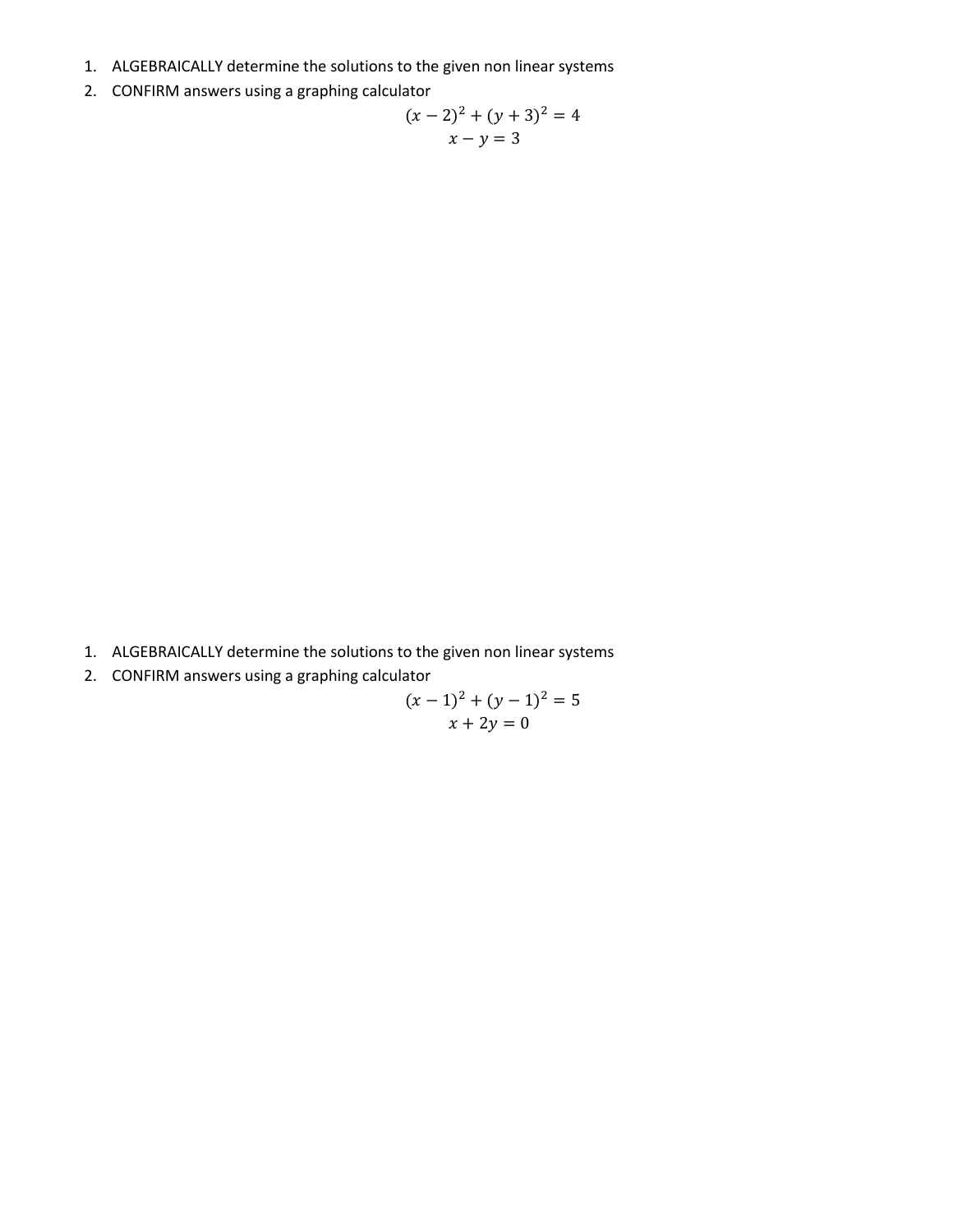1. ALGEBRAICALLY determine the solutions to the given non linear systems
2. CONFIRM answers using a graphing calculator

$$(x-2)^2 + (y+3)^2 = 4$$
$$x - y = 3$$

1. ALGEBRAICALLY determine the solutions to the given non linear systems
2. CONFIRM answers using a graphing calculator

$$(x-1)^2 + (y-1)^2 = 5$$
$$x + 2y = 0$$